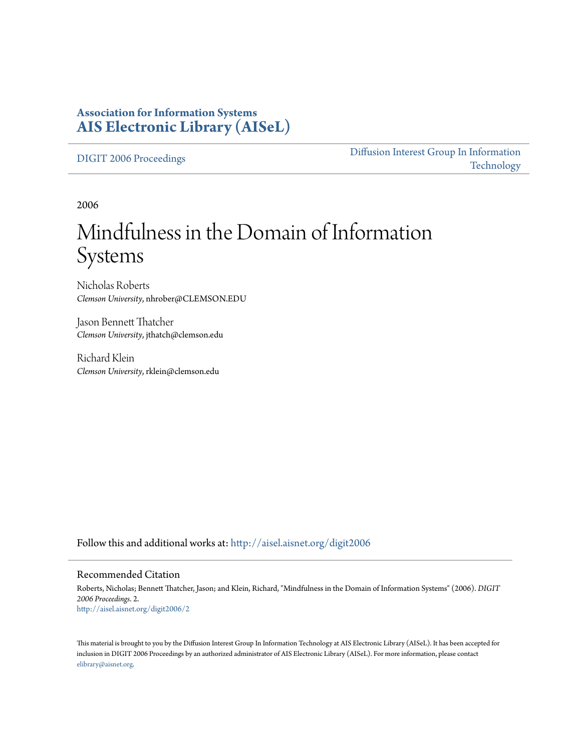**Association for Information Systems**
**AIS Electronic Library (AISeL)**

DIGIT 2006 Proceedings

Diffusion Interest Group In Information Technology

2006

# Mindfulness in the Domain of Information Systems

Nicholas Roberts
*Clemson University*, nhrober@CLEMSON.EDU

Jason Bennett Thatcher
*Clemson University*, jthatch@clemson.edu

Richard Klein
*Clemson University*, rklein@clemson.edu

Follow this and additional works at: http://aisel.aisnet.org/digit2006

## Recommended Citation

Roberts, Nicholas; Bennett Thatcher, Jason; and Klein, Richard, "Mindfulness in the Domain of Information Systems" (2006). *DIGIT 2006 Proceedings*. 2.
http://aisel.aisnet.org/digit2006/2

This material is brought to you by the Diffusion Interest Group In Information Technology at AIS Electronic Library (AISeL). It has been accepted for inclusion in DIGIT 2006 Proceedings by an authorized administrator of AIS Electronic Library (AISeL). For more information, please contact elibrary@aisnet.org.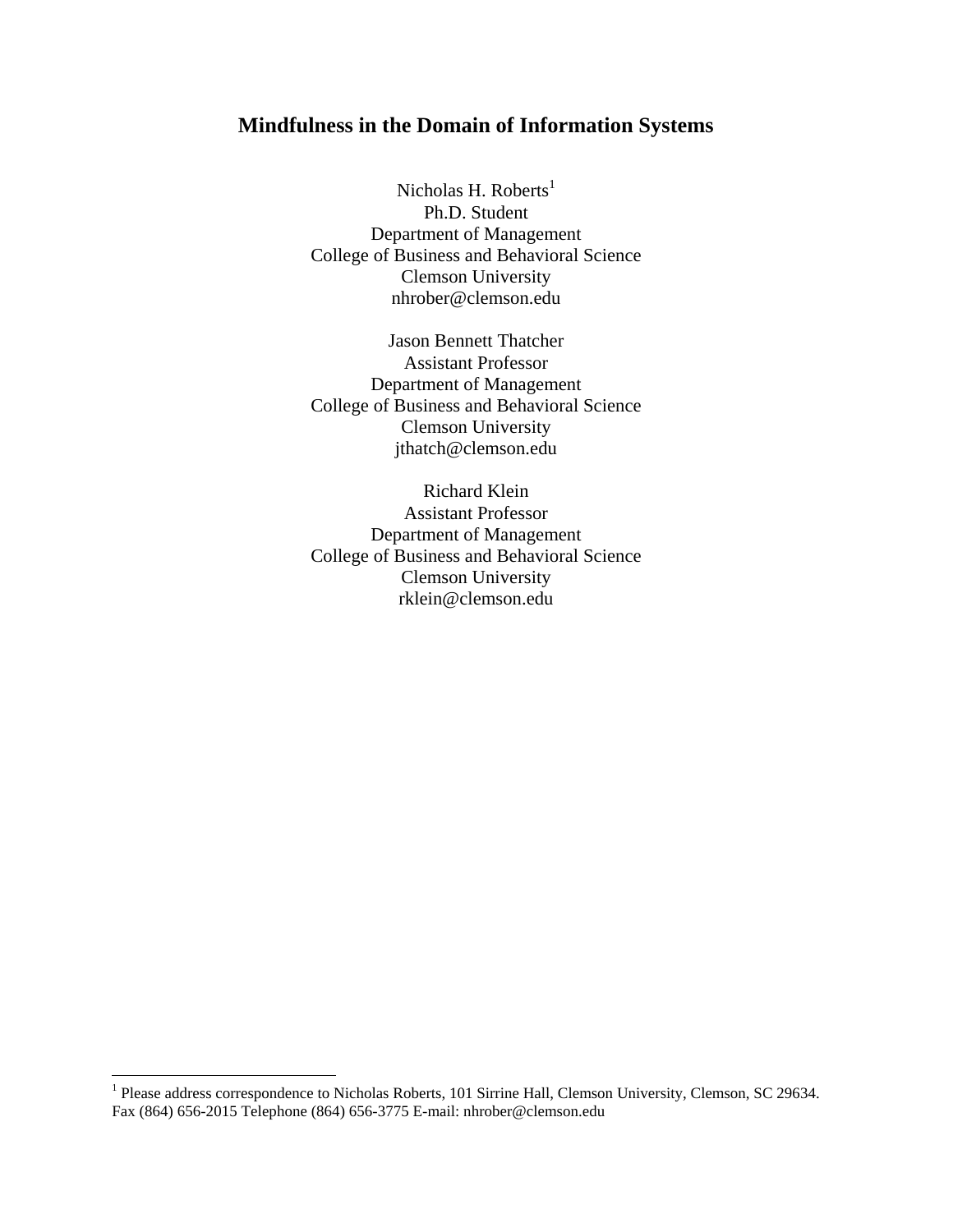# Mindfulness in the Domain of Information Systems

Nicholas H. Roberts[1]
Ph.D. Student
Department of Management
College of Business and Behavioral Science
Clemson University
nhrober@clemson.edu

Jason Bennett Thatcher
Assistant Professor
Department of Management
College of Business and Behavioral Science
Clemson University
jthatch@clemson.edu

Richard Klein
Assistant Professor
Department of Management
College of Business and Behavioral Science
Clemson University
rklein@clemson.edu

---

[1] Please address correspondence to Nicholas Roberts, 101 Sirrine Hall, Clemson University, Clemson, SC 29634. Fax (864) 656-2015 Telephone (864) 656-3775 E-mail: nhrober@clemson.edu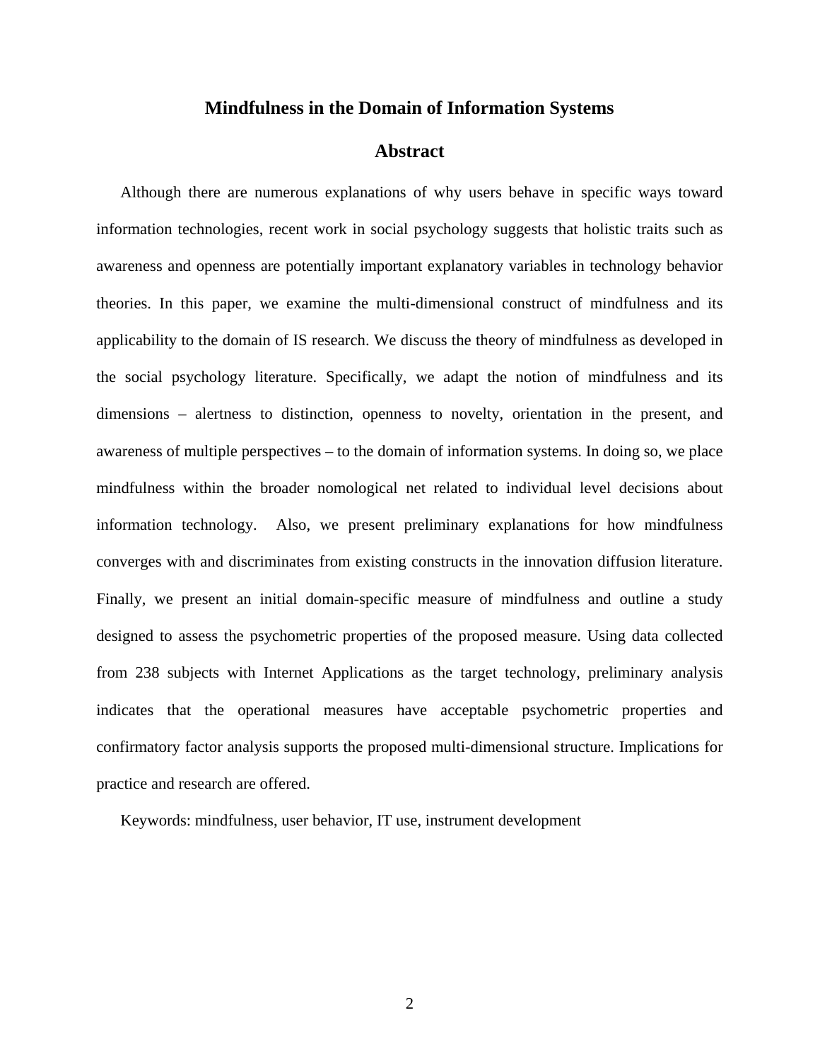# Mindfulness in the Domain of Information Systems

## Abstract

Although there are numerous explanations of why users behave in specific ways toward information technologies, recent work in social psychology suggests that holistic traits such as awareness and openness are potentially important explanatory variables in technology behavior theories. In this paper, we examine the multi-dimensional construct of mindfulness and its applicability to the domain of IS research. We discuss the theory of mindfulness as developed in the social psychology literature. Specifically, we adapt the notion of mindfulness and its dimensions – alertness to distinction, openness to novelty, orientation in the present, and awareness of multiple perspectives – to the domain of information systems. In doing so, we place mindfulness within the broader nomological net related to individual level decisions about information technology. Also, we present preliminary explanations for how mindfulness converges with and discriminates from existing constructs in the innovation diffusion literature. Finally, we present an initial domain-specific measure of mindfulness and outline a study designed to assess the psychometric properties of the proposed measure. Using data collected from 238 subjects with Internet Applications as the target technology, preliminary analysis indicates that the operational measures have acceptable psychometric properties and confirmatory factor analysis supports the proposed multi-dimensional structure. Implications for practice and research are offered.

Keywords: mindfulness, user behavior, IT use, instrument development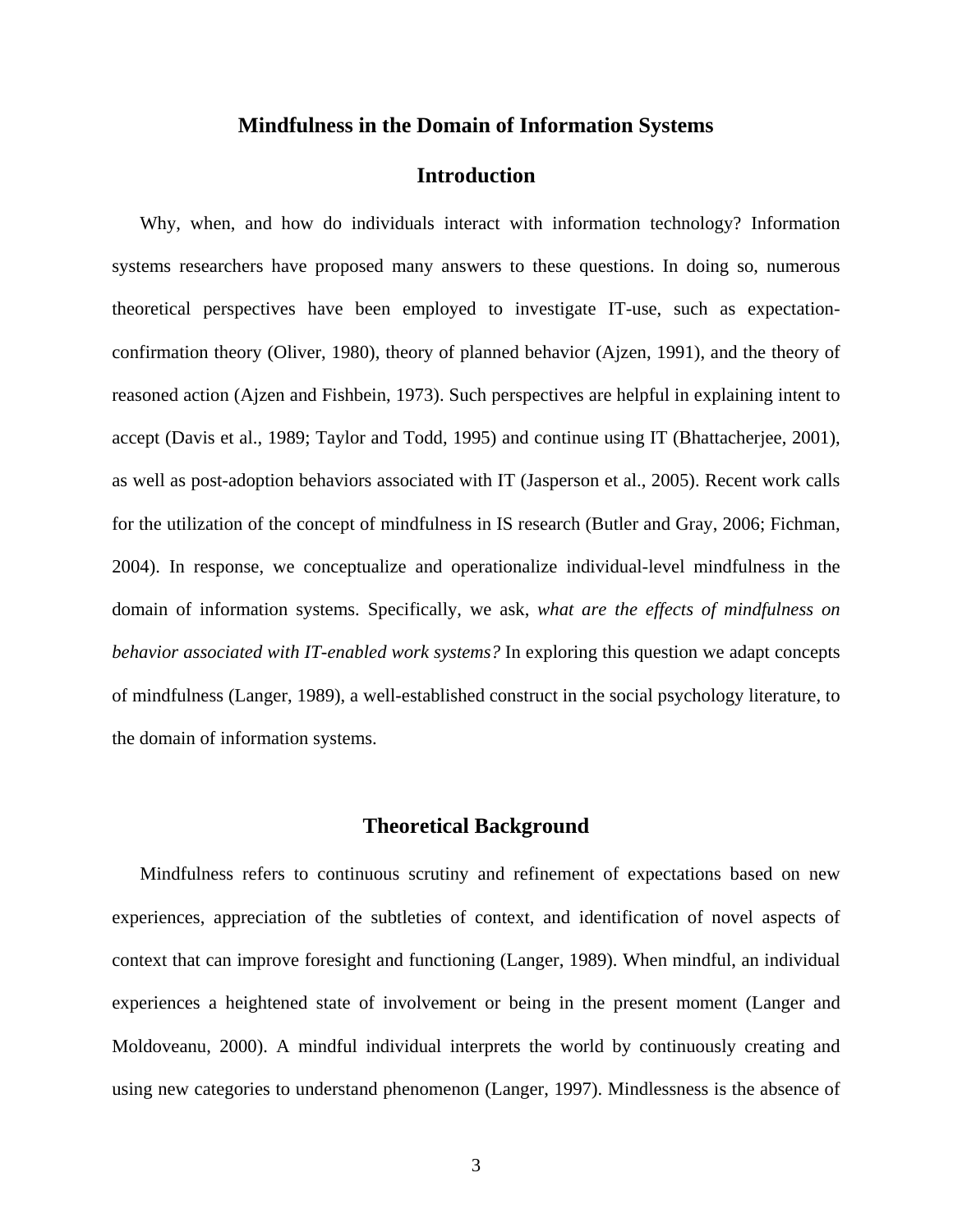# Mindfulness in the Domain of Information Systems

## Introduction

Why, when, and how do individuals interact with information technology? Information systems researchers have proposed many answers to these questions. In doing so, numerous theoretical perspectives have been employed to investigate IT-use, such as expectation-confirmation theory (Oliver, 1980), theory of planned behavior (Ajzen, 1991), and the theory of reasoned action (Ajzen and Fishbein, 1973). Such perspectives are helpful in explaining intent to accept (Davis et al., 1989; Taylor and Todd, 1995) and continue using IT (Bhattacherjee, 2001), as well as post-adoption behaviors associated with IT (Jasperson et al., 2005). Recent work calls for the utilization of the concept of mindfulness in IS research (Butler and Gray, 2006; Fichman, 2004). In response, we conceptualize and operationalize individual-level mindfulness in the domain of information systems. Specifically, we ask, *what are the effects of mindfulness on behavior associated with IT-enabled work systems?* In exploring this question we adapt concepts of mindfulness (Langer, 1989), a well-established construct in the social psychology literature, to the domain of information systems.

## Theoretical Background

Mindfulness refers to continuous scrutiny and refinement of expectations based on new experiences, appreciation of the subtleties of context, and identification of novel aspects of context that can improve foresight and functioning (Langer, 1989). When mindful, an individual experiences a heightened state of involvement or being in the present moment (Langer and Moldoveanu, 2000). A mindful individual interprets the world by continuously creating and using new categories to understand phenomenon (Langer, 1997). Mindlessness is the absence of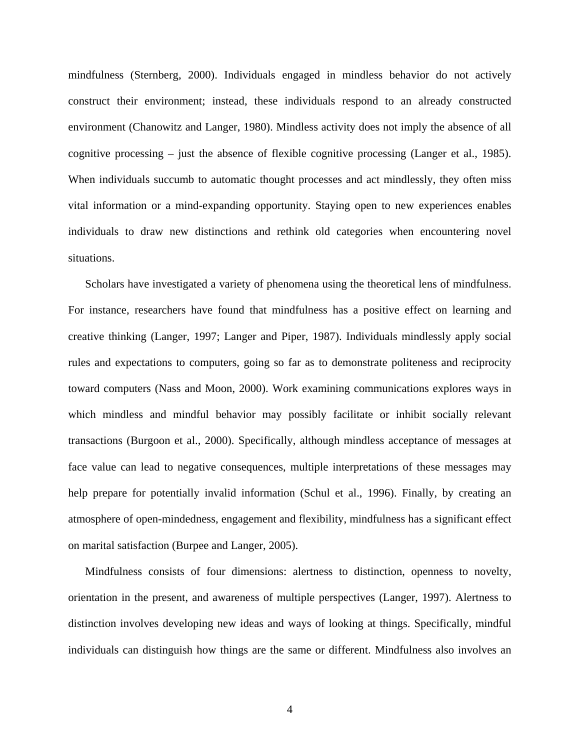mindfulness (Sternberg, 2000). Individuals engaged in mindless behavior do not actively construct their environment; instead, these individuals respond to an already constructed environment (Chanowitz and Langer, 1980). Mindless activity does not imply the absence of all cognitive processing – just the absence of flexible cognitive processing (Langer et al., 1985). When individuals succumb to automatic thought processes and act mindlessly, they often miss vital information or a mind-expanding opportunity. Staying open to new experiences enables individuals to draw new distinctions and rethink old categories when encountering novel situations.

Scholars have investigated a variety of phenomena using the theoretical lens of mindfulness. For instance, researchers have found that mindfulness has a positive effect on learning and creative thinking (Langer, 1997; Langer and Piper, 1987). Individuals mindlessly apply social rules and expectations to computers, going so far as to demonstrate politeness and reciprocity toward computers (Nass and Moon, 2000). Work examining communications explores ways in which mindless and mindful behavior may possibly facilitate or inhibit socially relevant transactions (Burgoon et al., 2000). Specifically, although mindless acceptance of messages at face value can lead to negative consequences, multiple interpretations of these messages may help prepare for potentially invalid information (Schul et al., 1996). Finally, by creating an atmosphere of open-mindedness, engagement and flexibility, mindfulness has a significant effect on marital satisfaction (Burpee and Langer, 2005).

Mindfulness consists of four dimensions: alertness to distinction, openness to novelty, orientation in the present, and awareness of multiple perspectives (Langer, 1997). Alertness to distinction involves developing new ideas and ways of looking at things. Specifically, mindful individuals can distinguish how things are the same or different. Mindfulness also involves an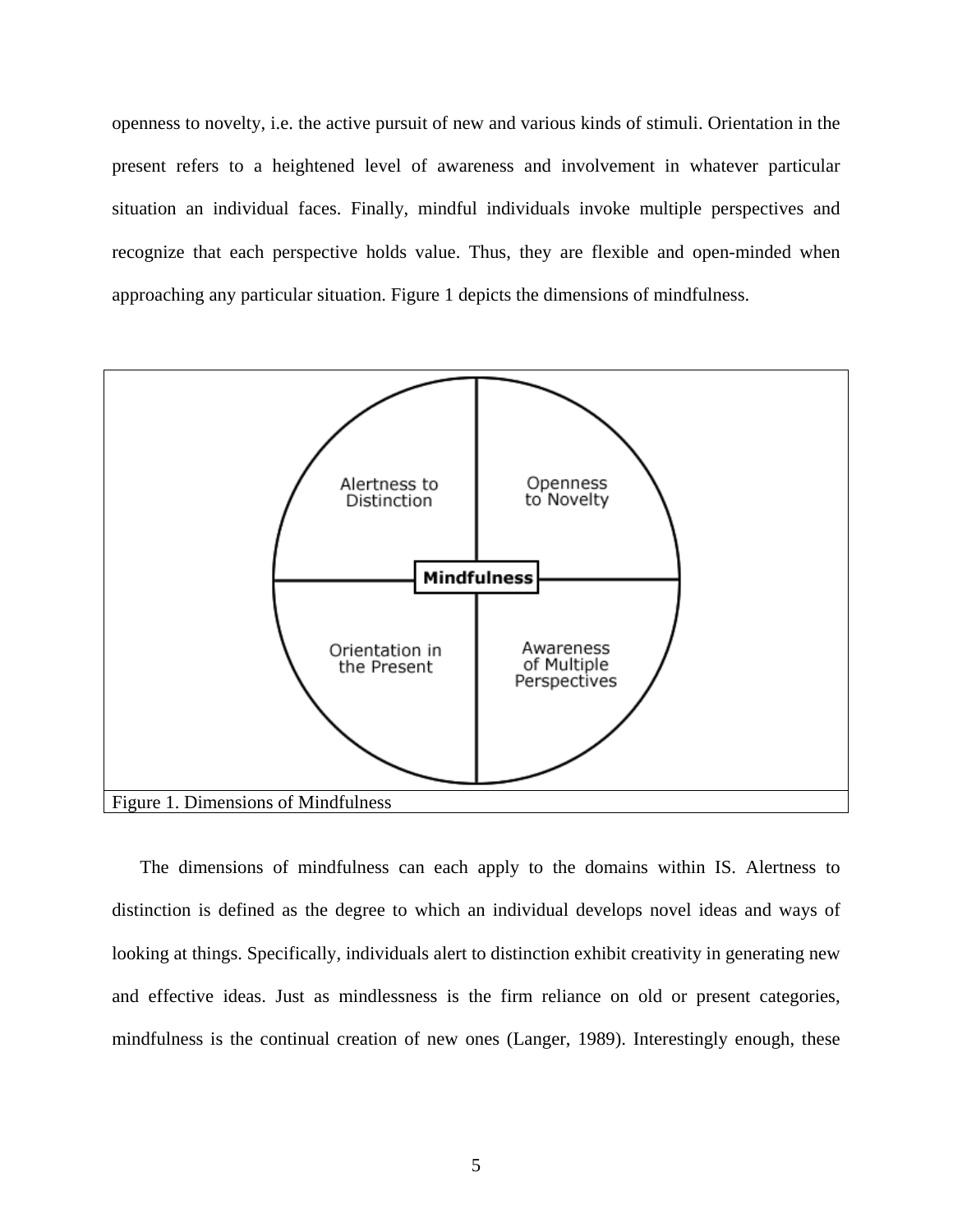openness to novelty, i.e. the active pursuit of new and various kinds of stimuli. Orientation in the present refers to a heightened level of awareness and involvement in whatever particular situation an individual faces. Finally, mindful individuals invoke multiple perspectives and recognize that each perspective holds value. Thus, they are flexible and open-minded when approaching any particular situation. Figure 1 depicts the dimensions of mindfulness.

Figure 1. Dimensions of Mindfulness

The dimensions of mindfulness can each apply to the domains within IS. Alertness to distinction is defined as the degree to which an individual develops novel ideas and ways of looking at things. Specifically, individuals alert to distinction exhibit creativity in generating new and effective ideas. Just as mindlessness is the firm reliance on old or present categories, mindfulness is the continual creation of new ones (Langer, 1989). Interestingly enough, these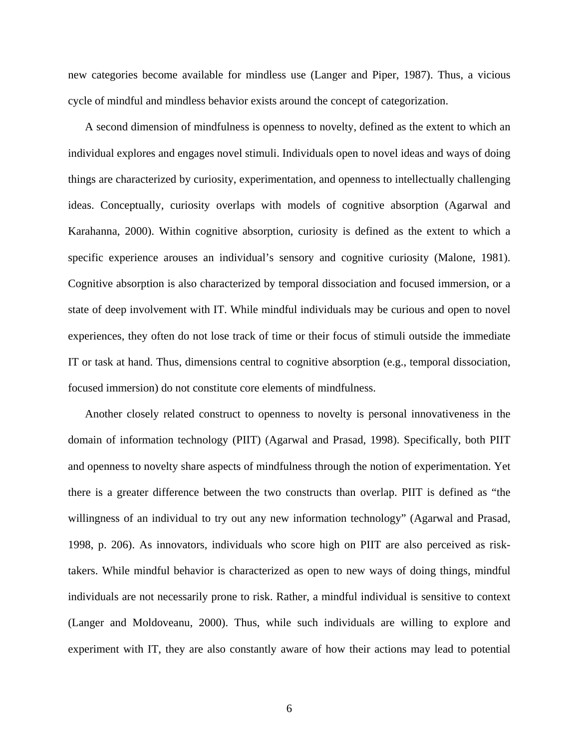new categories become available for mindless use (Langer and Piper, 1987). Thus, a vicious cycle of mindful and mindless behavior exists around the concept of categorization.

A second dimension of mindfulness is openness to novelty, defined as the extent to which an individual explores and engages novel stimuli. Individuals open to novel ideas and ways of doing things are characterized by curiosity, experimentation, and openness to intellectually challenging ideas. Conceptually, curiosity overlaps with models of cognitive absorption (Agarwal and Karahanna, 2000). Within cognitive absorption, curiosity is defined as the extent to which a specific experience arouses an individual's sensory and cognitive curiosity (Malone, 1981). Cognitive absorption is also characterized by temporal dissociation and focused immersion, or a state of deep involvement with IT. While mindful individuals may be curious and open to novel experiences, they often do not lose track of time or their focus of stimuli outside the immediate IT or task at hand. Thus, dimensions central to cognitive absorption (e.g., temporal dissociation, focused immersion) do not constitute core elements of mindfulness.

Another closely related construct to openness to novelty is personal innovativeness in the domain of information technology (PIIT) (Agarwal and Prasad, 1998). Specifically, both PIIT and openness to novelty share aspects of mindfulness through the notion of experimentation. Yet there is a greater difference between the two constructs than overlap. PIIT is defined as "the willingness of an individual to try out any new information technology" (Agarwal and Prasad, 1998, p. 206). As innovators, individuals who score high on PIIT are also perceived as risk-takers. While mindful behavior is characterized as open to new ways of doing things, mindful individuals are not necessarily prone to risk. Rather, a mindful individual is sensitive to context (Langer and Moldoveanu, 2000). Thus, while such individuals are willing to explore and experiment with IT, they are also constantly aware of how their actions may lead to potential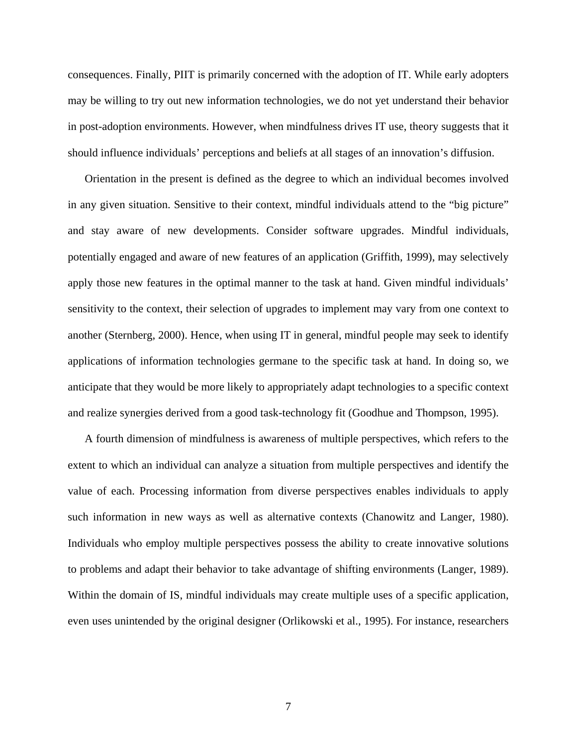consequences. Finally, PIIT is primarily concerned with the adoption of IT. While early adopters may be willing to try out new information technologies, we do not yet understand their behavior in post-adoption environments. However, when mindfulness drives IT use, theory suggests that it should influence individuals' perceptions and beliefs at all stages of an innovation's diffusion.

Orientation in the present is defined as the degree to which an individual becomes involved in any given situation. Sensitive to their context, mindful individuals attend to the "big picture" and stay aware of new developments. Consider software upgrades. Mindful individuals, potentially engaged and aware of new features of an application (Griffith, 1999), may selectively apply those new features in the optimal manner to the task at hand. Given mindful individuals' sensitivity to the context, their selection of upgrades to implement may vary from one context to another (Sternberg, 2000). Hence, when using IT in general, mindful people may seek to identify applications of information technologies germane to the specific task at hand. In doing so, we anticipate that they would be more likely to appropriately adapt technologies to a specific context and realize synergies derived from a good task-technology fit (Goodhue and Thompson, 1995).

A fourth dimension of mindfulness is awareness of multiple perspectives, which refers to the extent to which an individual can analyze a situation from multiple perspectives and identify the value of each. Processing information from diverse perspectives enables individuals to apply such information in new ways as well as alternative contexts (Chanowitz and Langer, 1980). Individuals who employ multiple perspectives possess the ability to create innovative solutions to problems and adapt their behavior to take advantage of shifting environments (Langer, 1989). Within the domain of IS, mindful individuals may create multiple uses of a specific application, even uses unintended by the original designer (Orlikowski et al., 1995). For instance, researchers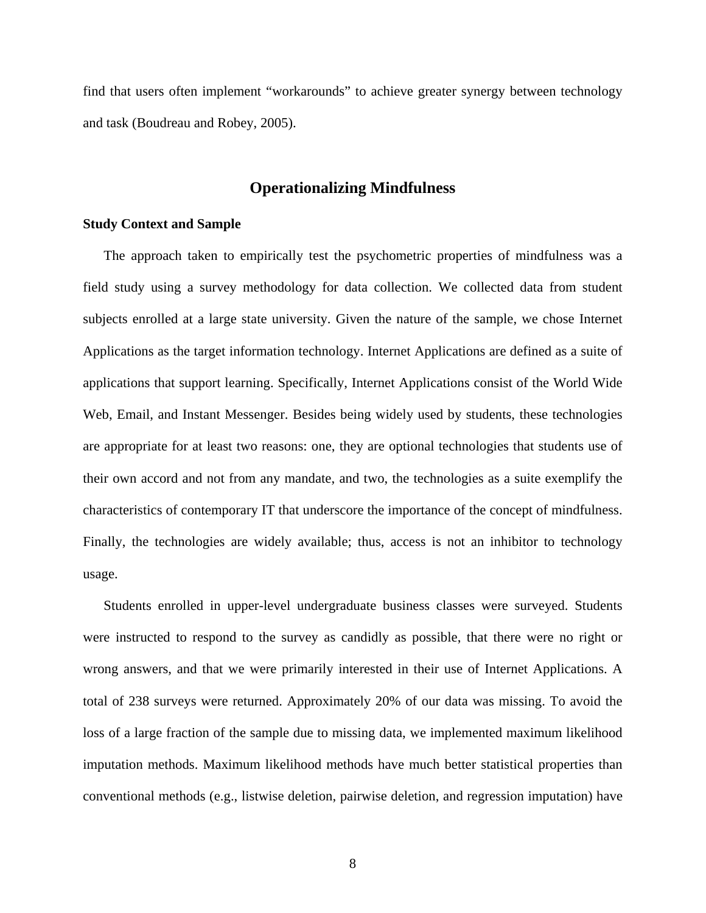find that users often implement "workarounds" to achieve greater synergy between technology and task (Boudreau and Robey, 2005).

## Operationalizing Mindfulness

### Study Context and Sample

The approach taken to empirically test the psychometric properties of mindfulness was a field study using a survey methodology for data collection. We collected data from student subjects enrolled at a large state university. Given the nature of the sample, we chose Internet Applications as the target information technology. Internet Applications are defined as a suite of applications that support learning. Specifically, Internet Applications consist of the World Wide Web, Email, and Instant Messenger. Besides being widely used by students, these technologies are appropriate for at least two reasons: one, they are optional technologies that students use of their own accord and not from any mandate, and two, the technologies as a suite exemplify the characteristics of contemporary IT that underscore the importance of the concept of mindfulness. Finally, the technologies are widely available; thus, access is not an inhibitor to technology usage.

Students enrolled in upper-level undergraduate business classes were surveyed. Students were instructed to respond to the survey as candidly as possible, that there were no right or wrong answers, and that we were primarily interested in their use of Internet Applications. A total of 238 surveys were returned. Approximately 20% of our data was missing. To avoid the loss of a large fraction of the sample due to missing data, we implemented maximum likelihood imputation methods. Maximum likelihood methods have much better statistical properties than conventional methods (e.g., listwise deletion, pairwise deletion, and regression imputation) have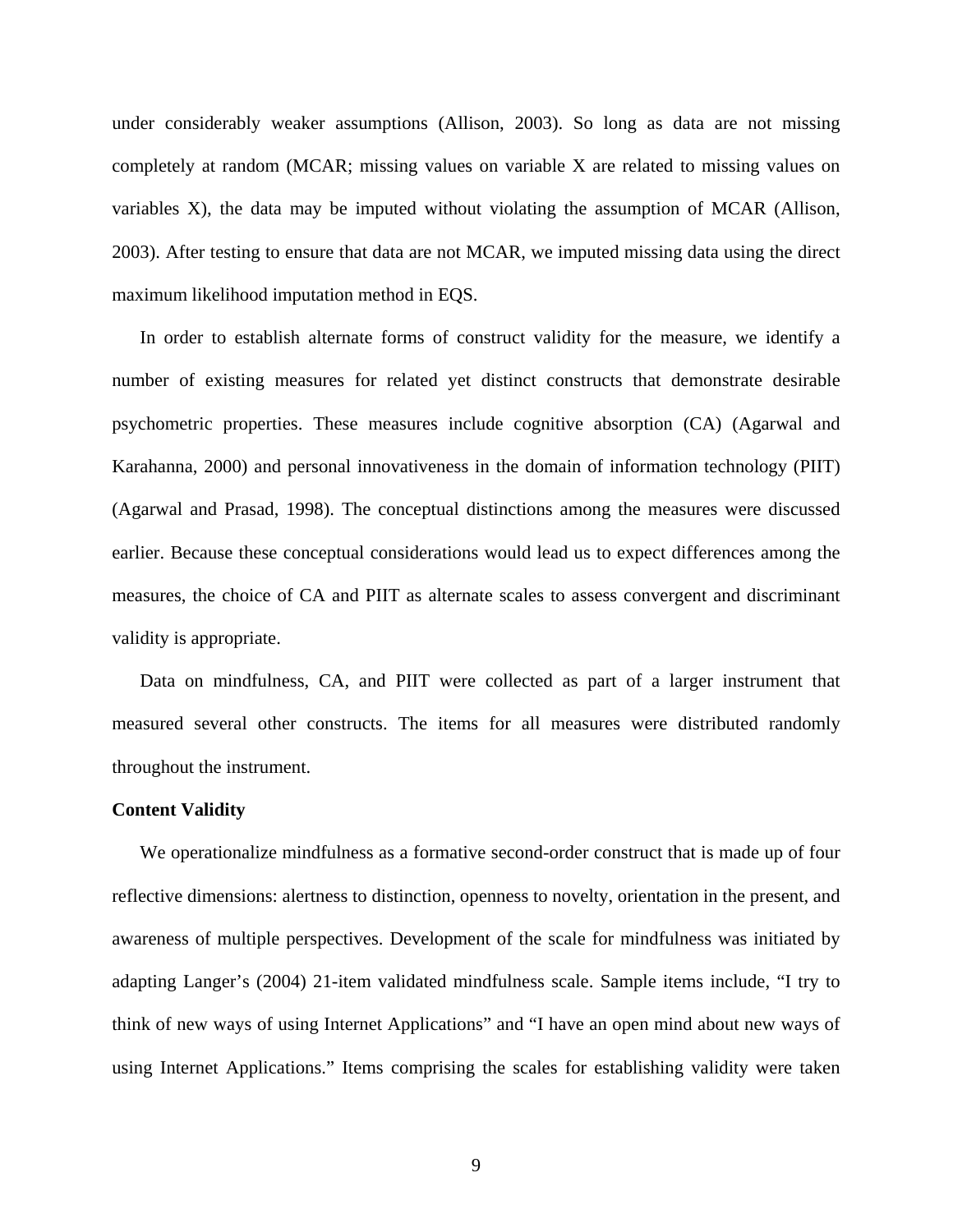under considerably weaker assumptions (Allison, 2003). So long as data are not missing completely at random (MCAR; missing values on variable X are related to missing values on variables X), the data may be imputed without violating the assumption of MCAR (Allison, 2003). After testing to ensure that data are not MCAR, we imputed missing data using the direct maximum likelihood imputation method in EQS.

In order to establish alternate forms of construct validity for the measure, we identify a number of existing measures for related yet distinct constructs that demonstrate desirable psychometric properties. These measures include cognitive absorption (CA) (Agarwal and Karahanna, 2000) and personal innovativeness in the domain of information technology (PIIT) (Agarwal and Prasad, 1998). The conceptual distinctions among the measures were discussed earlier. Because these conceptual considerations would lead us to expect differences among the measures, the choice of CA and PIIT as alternate scales to assess convergent and discriminant validity is appropriate.

Data on mindfulness, CA, and PIIT were collected as part of a larger instrument that measured several other constructs. The items for all measures were distributed randomly throughout the instrument.

**Content Validity**

We operationalize mindfulness as a formative second-order construct that is made up of four reflective dimensions: alertness to distinction, openness to novelty, orientation in the present, and awareness of multiple perspectives. Development of the scale for mindfulness was initiated by adapting Langer's (2004) 21-item validated mindfulness scale. Sample items include, "I try to think of new ways of using Internet Applications" and "I have an open mind about new ways of using Internet Applications." Items comprising the scales for establishing validity were taken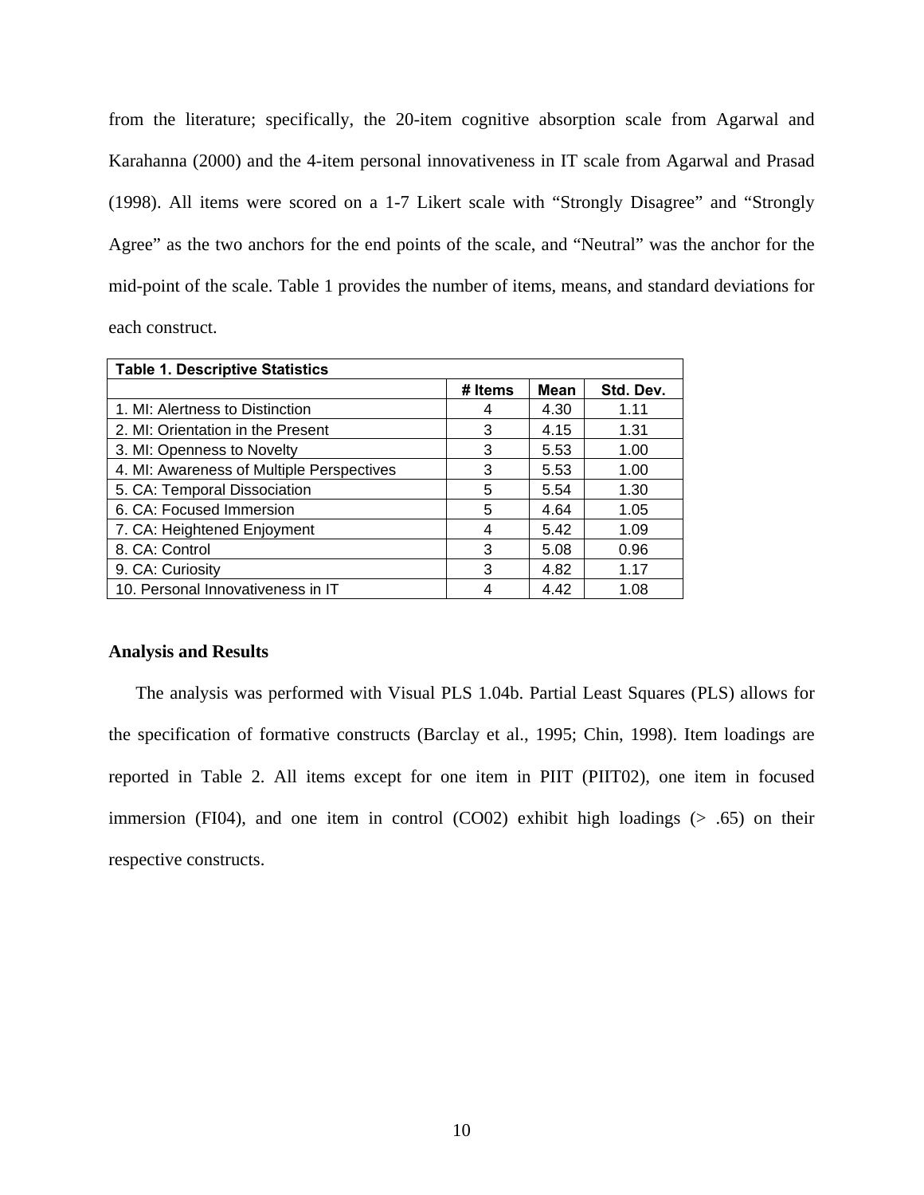from the literature; specifically, the 20-item cognitive absorption scale from Agarwal and Karahanna (2000) and the 4-item personal innovativeness in IT scale from Agarwal and Prasad (1998). All items were scored on a 1-7 Likert scale with "Strongly Disagree" and "Strongly Agree" as the two anchors for the end points of the scale, and "Neutral" was the anchor for the mid-point of the scale. Table 1 provides the number of items, means, and standard deviations for each construct.

**Table 1. Descriptive Statistics**

| | # Items | Mean | Std. Dev. |
|---|---|---|---|
| 1. MI: Alertness to Distinction | 4 | 4.30 | 1.11 |
| 2. MI: Orientation in the Present | 3 | 4.15 | 1.31 |
| 3. MI: Openness to Novelty | 3 | 5.53 | 1.00 |
| 4. MI: Awareness of Multiple Perspectives | 3 | 5.53 | 1.00 |
| 5. CA: Temporal Dissociation | 5 | 5.54 | 1.30 |
| 6. CA: Focused Immersion | 5 | 4.64 | 1.05 |
| 7. CA: Heightened Enjoyment | 4 | 5.42 | 1.09 |
| 8. CA: Control | 3 | 5.08 | 0.96 |
| 9. CA: Curiosity | 3 | 4.82 | 1.17 |
| 10. Personal Innovativeness in IT | 4 | 4.42 | 1.08 |

## Analysis and Results

The analysis was performed with Visual PLS 1.04b. Partial Least Squares (PLS) allows for the specification of formative constructs (Barclay et al., 1995; Chin, 1998). Item loadings are reported in Table 2. All items except for one item in PIIT (PIIT02), one item in focused immersion (FI04), and one item in control (CO02) exhibit high loadings (> .65) on their respective constructs.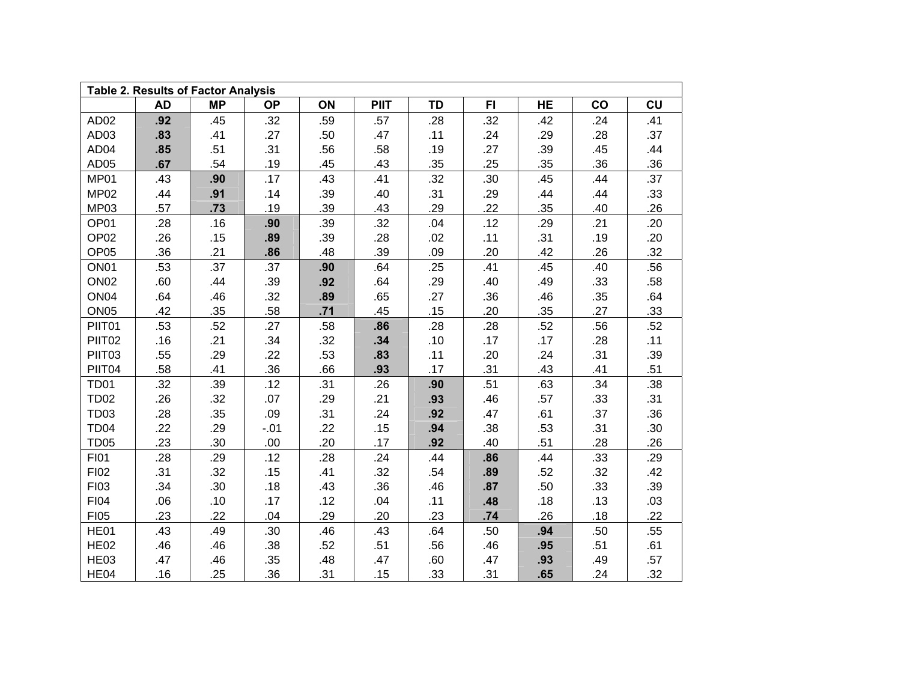**Table 2. Results of Factor Analysis**

| | AD | MP | OP | ON | PIIT | TD | FI | HE | CO | CU |
|---|---|---|---|---|---|---|---|---|---|---|
| AD02 | **.92** | .45 | .32 | .59 | .57 | .28 | .32 | .42 | .24 | .41 |
| AD03 | **.83** | .41 | .27 | .50 | .47 | .11 | .24 | .29 | .28 | .37 |
| AD04 | **.85** | .51 | .31 | .56 | .58 | .19 | .27 | .39 | .45 | .44 |
| AD05 | **.67** | .54 | .19 | .45 | .43 | .35 | .25 | .35 | .36 | .36 |
| MP01 | .43 | **.90** | .17 | .43 | .41 | .32 | .30 | .45 | .44 | .37 |
| MP02 | .44 | **.91** | .14 | .39 | .40 | .31 | .29 | .44 | .44 | .33 |
| MP03 | .57 | **.73** | .19 | .39 | .43 | .29 | .22 | .35 | .40 | .26 |
| OP01 | .28 | .16 | **.90** | .39 | .32 | .04 | .12 | .29 | .21 | .20 |
| OP02 | .26 | .15 | **.89** | .39 | .28 | .02 | .11 | .31 | .19 | .20 |
| OP05 | .36 | .21 | **.86** | .48 | .39 | .09 | .20 | .42 | .26 | .32 |
| ON01 | .53 | .37 | .37 | **.90** | .64 | .25 | .41 | .45 | .40 | .56 |
| ON02 | .60 | .44 | .39 | **.92** | .64 | .29 | .40 | .49 | .33 | .58 |
| ON04 | .64 | .46 | .32 | **.89** | .65 | .27 | .36 | .46 | .35 | .64 |
| ON05 | .42 | .35 | .58 | **.71** | .45 | .15 | .20 | .35 | .27 | .33 |
| PIIT01 | .53 | .52 | .27 | .58 | **.86** | .28 | .28 | .52 | .56 | .52 |
| PIIT02 | .16 | .21 | .34 | .32 | **.34** | .10 | .17 | .17 | .28 | .11 |
| PIIT03 | .55 | .29 | .22 | .53 | **.83** | .11 | .20 | .24 | .31 | .39 |
| PIIT04 | .58 | .41 | .36 | .66 | **.93** | .17 | .31 | .43 | .41 | .51 |
| TD01 | .32 | .39 | .12 | .31 | .26 | **.90** | .51 | .63 | .34 | .38 |
| TD02 | .26 | .32 | .07 | .29 | .21 | **.93** | .46 | .57 | .33 | .31 |
| TD03 | .28 | .35 | .09 | .31 | .24 | **.92** | .47 | .61 | .37 | .36 |
| TD04 | .22 | .29 | -.01 | .22 | .15 | **.94** | .38 | .53 | .31 | .30 |
| TD05 | .23 | .30 | .00 | .20 | .17 | **.92** | .40 | .51 | .28 | .26 |
| FI01 | .28 | .29 | .12 | .28 | .24 | .44 | **.86** | .44 | .33 | .29 |
| FI02 | .31 | .32 | .15 | .41 | .32 | .54 | **.89** | .52 | .32 | .42 |
| FI03 | .34 | .30 | .18 | .43 | .36 | .46 | **.87** | .50 | .33 | .39 |
| FI04 | .06 | .10 | .17 | .12 | .04 | .11 | **.48** | .18 | .13 | .03 |
| FI05 | .23 | .22 | .04 | .29 | .20 | .23 | **.74** | .26 | .18 | .22 |
| HE01 | .43 | .49 | .30 | .46 | .43 | .64 | .50 | **.94** | .50 | .55 |
| HE02 | .46 | .46 | .38 | .52 | .51 | .56 | .46 | **.95** | .51 | .61 |
| HE03 | .47 | .46 | .35 | .48 | .47 | .60 | .47 | **.93** | .49 | .57 |
| HE04 | .16 | .25 | .36 | .31 | .15 | .33 | .31 | **.65** | .24 | .32 |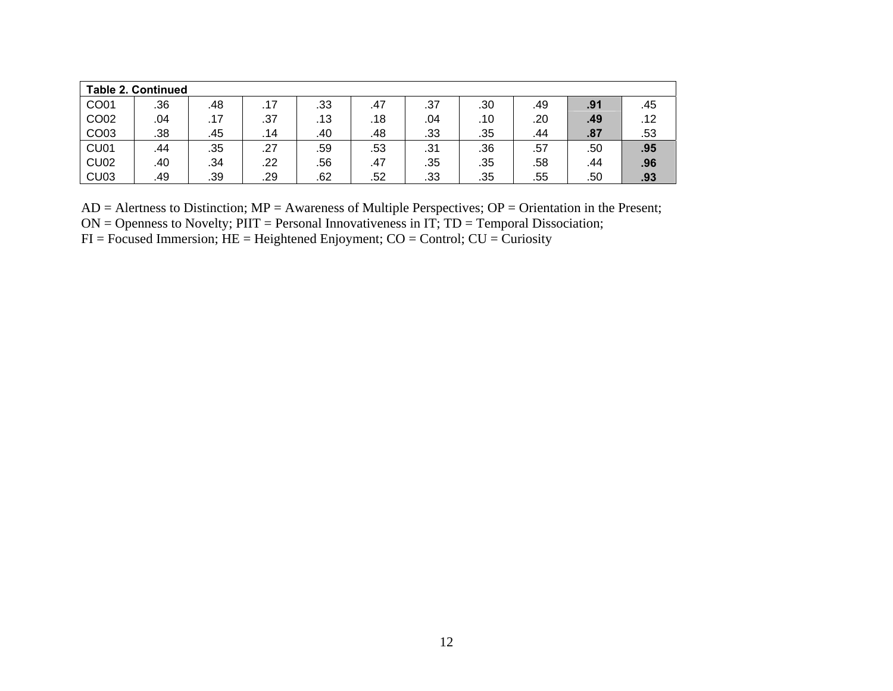| Table 2. Continued | | | | | | | | | | |
|---|---|---|---|---|---|---|---|---|---|---|
| CO01 | .36 | .48 | .17 | .33 | .47 | .37 | .30 | .49 | **.91** | .45 |
| CO02 | .04 | .17 | .37 | .13 | .18 | .04 | .10 | .20 | **.49** | .12 |
| CO03 | .38 | .45 | .14 | .40 | .48 | .33 | .35 | .44 | **.87** | .53 |
| CU01 | .44 | .35 | .27 | .59 | .53 | .31 | .36 | .57 | .50 | **.95** |
| CU02 | .40 | .34 | .22 | .56 | .47 | .35 | .35 | .58 | .44 | **.96** |
| CU03 | .49 | .39 | .29 | .62 | .52 | .33 | .35 | .55 | .50 | **.93** |

AD = Alertness to Distinction; MP = Awareness of Multiple Perspectives; OP = Orientation in the Present; ON = Openness to Novelty; PIIT = Personal Innovativeness in IT; TD = Temporal Dissociation; FI = Focused Immersion; HE = Heightened Enjoyment; CO = Control; CU = Curiosity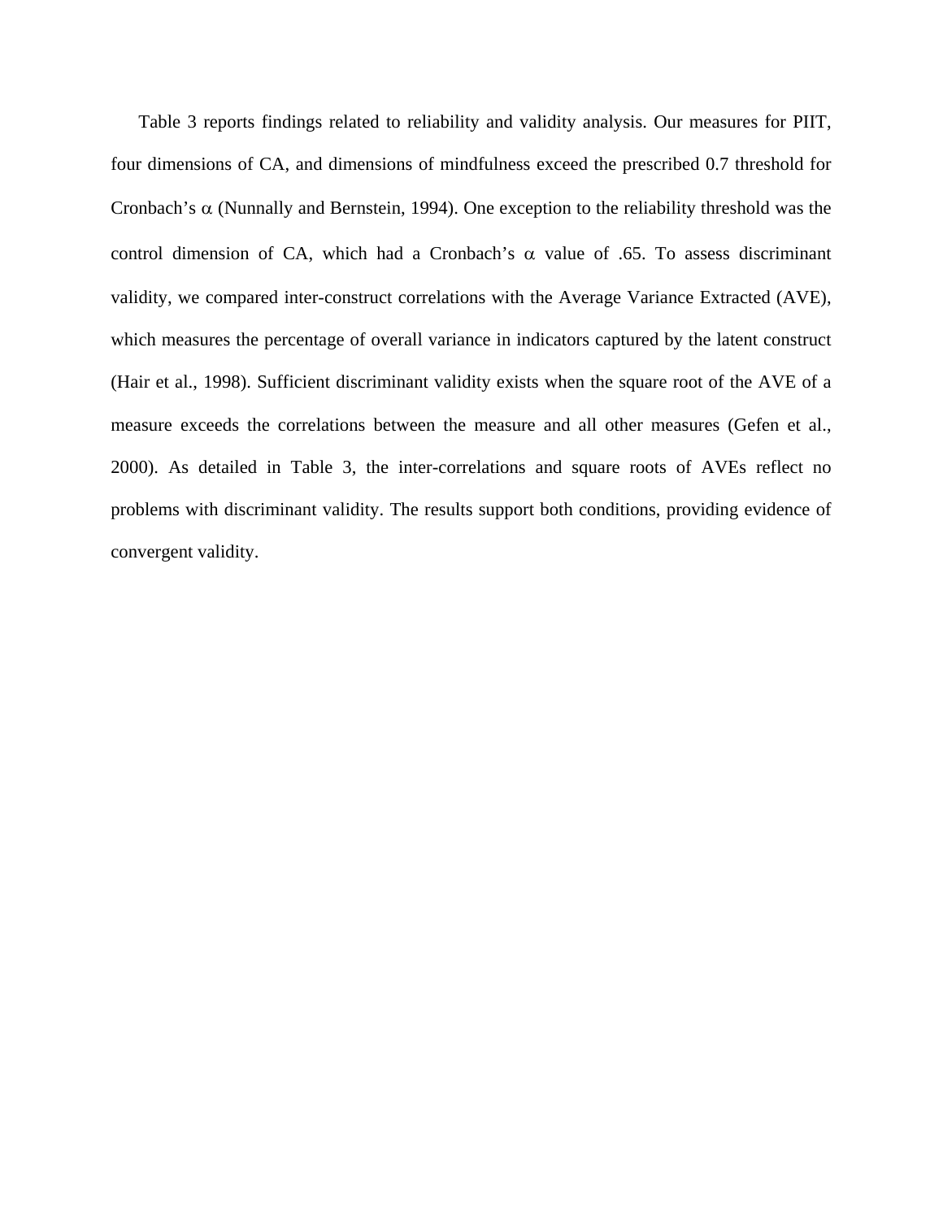Table 3 reports findings related to reliability and validity analysis. Our measures for PIIT, four dimensions of CA, and dimensions of mindfulness exceed the prescribed 0.7 threshold for Cronbach's $\alpha$ (Nunnally and Bernstein, 1994). One exception to the reliability threshold was the control dimension of CA, which had a Cronbach's $\alpha$ value of .65. To assess discriminant validity, we compared inter-construct correlations with the Average Variance Extracted (AVE), which measures the percentage of overall variance in indicators captured by the latent construct (Hair et al., 1998). Sufficient discriminant validity exists when the square root of the AVE of a measure exceeds the correlations between the measure and all other measures (Gefen et al., 2000). As detailed in Table 3, the inter-correlations and square roots of AVEs reflect no problems with discriminant validity. The results support both conditions, providing evidence of convergent validity.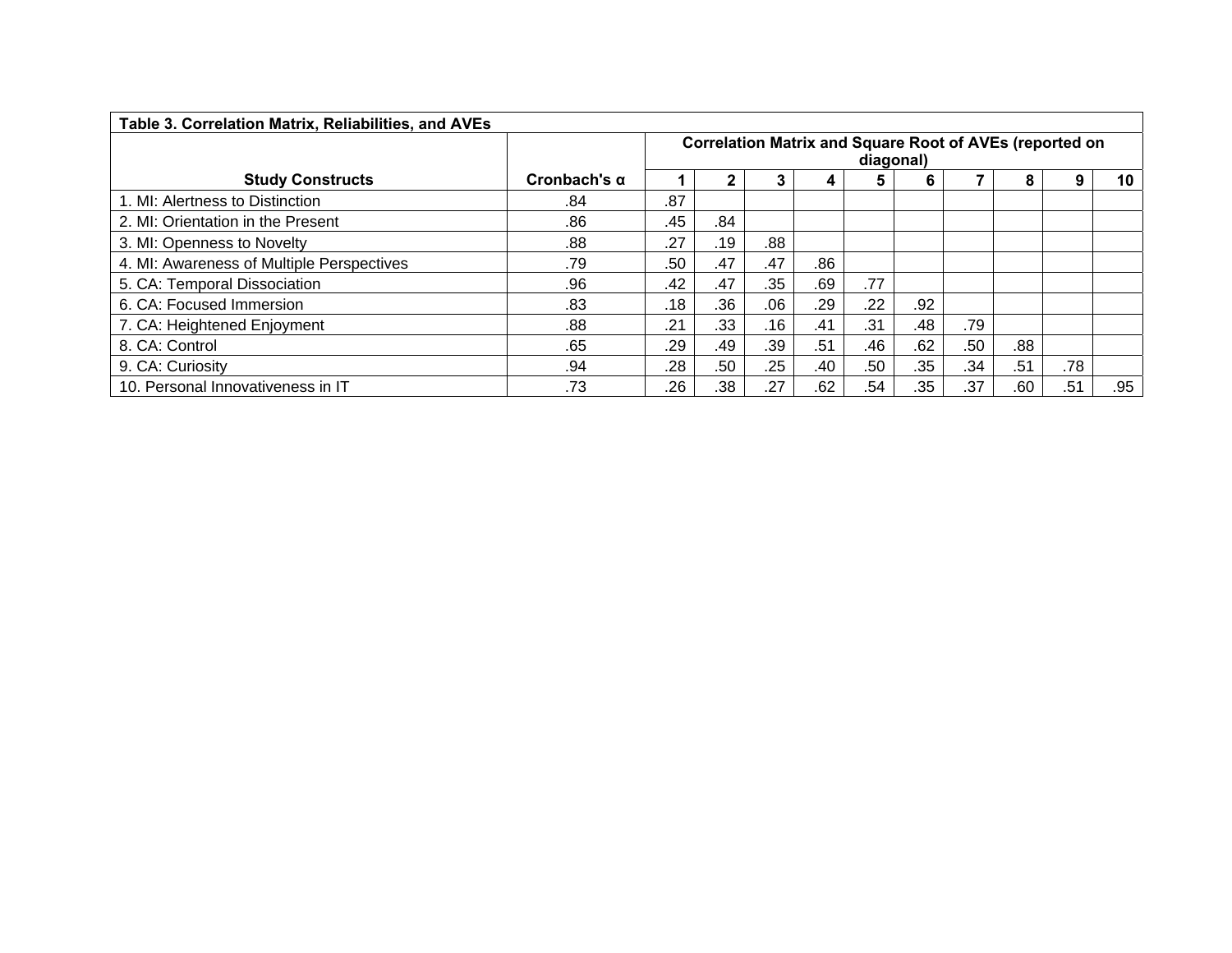**Table 3. Correlation Matrix, Reliabilities, and AVEs**

| Study Constructs | Cronbach's α | Correlation Matrix and Square Root of AVEs (reported on diagonal) | | | | | | | | | |
|---|---|---|---|---|---|---|---|---|---|---|---|
| | | 1 | 2 | 3 | 4 | 5 | 6 | 7 | 8 | 9 | 10 |
| 1. MI: Alertness to Distinction | .84 | .87 | | | | | | | | | |
| 2. MI: Orientation in the Present | .86 | .45 | .84 | | | | | | | | |
| 3. MI: Openness to Novelty | .88 | .27 | .19 | .88 | | | | | | | |
| 4. MI: Awareness of Multiple Perspectives | .79 | .50 | .47 | .47 | .86 | | | | | | |
| 5. CA: Temporal Dissociation | .96 | .42 | .47 | .35 | .69 | .77 | | | | | |
| 6. CA: Focused Immersion | .83 | .18 | .36 | .06 | .29 | .22 | .92 | | | | |
| 7. CA: Heightened Enjoyment | .88 | .21 | .33 | .16 | .41 | .31 | .48 | .79 | | | |
| 8. CA: Control | .65 | .29 | .49 | .39 | .51 | .46 | .62 | .50 | .88 | | |
| 9. CA: Curiosity | .94 | .28 | .50 | .25 | .40 | .50 | .35 | .34 | .51 | .78 | |
| 10. Personal Innovativeness in IT | .73 | .26 | .38 | .27 | .62 | .54 | .35 | .37 | .60 | .51 | .95 |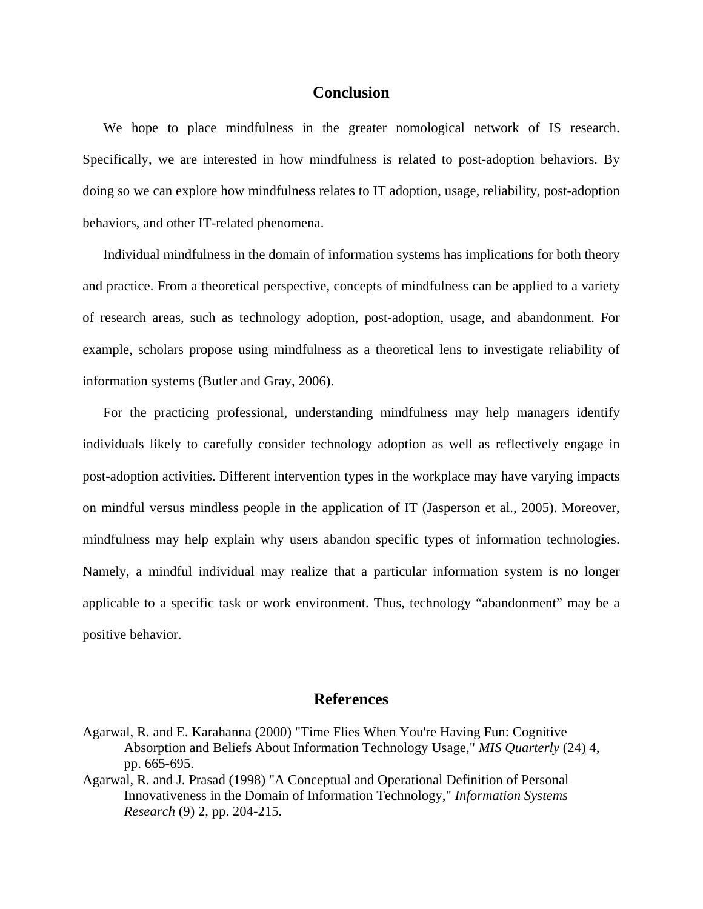## Conclusion

We hope to place mindfulness in the greater nomological network of IS research. Specifically, we are interested in how mindfulness is related to post-adoption behaviors. By doing so we can explore how mindfulness relates to IT adoption, usage, reliability, post-adoption behaviors, and other IT-related phenomena.

Individual mindfulness in the domain of information systems has implications for both theory and practice. From a theoretical perspective, concepts of mindfulness can be applied to a variety of research areas, such as technology adoption, post-adoption, usage, and abandonment. For example, scholars propose using mindfulness as a theoretical lens to investigate reliability of information systems (Butler and Gray, 2006).

For the practicing professional, understanding mindfulness may help managers identify individuals likely to carefully consider technology adoption as well as reflectively engage in post-adoption activities. Different intervention types in the workplace may have varying impacts on mindful versus mindless people in the application of IT (Jasperson et al., 2005). Moreover, mindfulness may help explain why users abandon specific types of information technologies. Namely, a mindful individual may realize that a particular information system is no longer applicable to a specific task or work environment. Thus, technology "abandonment" may be a positive behavior.

## References

Agarwal, R. and E. Karahanna (2000) "Time Flies When You're Having Fun: Cognitive Absorption and Beliefs About Information Technology Usage," *MIS Quarterly* (24) 4, pp. 665-695.

Agarwal, R. and J. Prasad (1998) "A Conceptual and Operational Definition of Personal Innovativeness in the Domain of Information Technology," *Information Systems Research* (9) 2, pp. 204-215.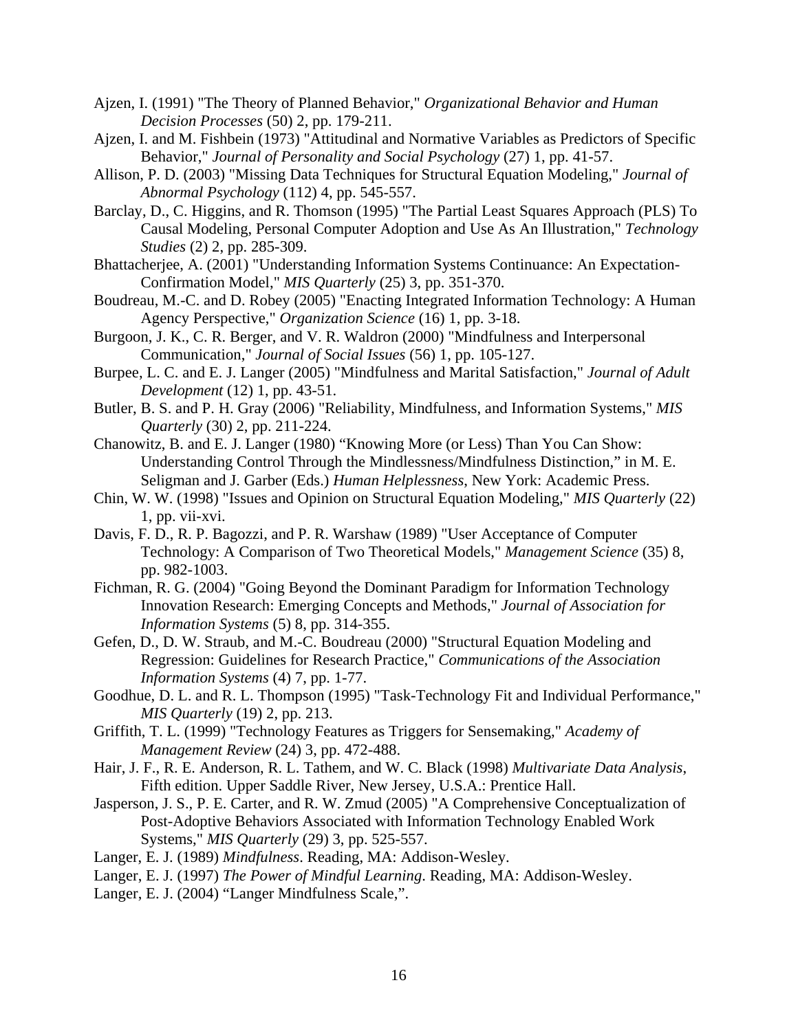Ajzen, I. (1991) "The Theory of Planned Behavior," *Organizational Behavior and Human Decision Processes* (50) 2, pp. 179-211.

Ajzen, I. and M. Fishbein (1973) "Attitudinal and Normative Variables as Predictors of Specific Behavior," *Journal of Personality and Social Psychology* (27) 1, pp. 41-57.

Allison, P. D. (2003) "Missing Data Techniques for Structural Equation Modeling," *Journal of Abnormal Psychology* (112) 4, pp. 545-557.

Barclay, D., C. Higgins, and R. Thomson (1995) "The Partial Least Squares Approach (PLS) To Causal Modeling, Personal Computer Adoption and Use As An Illustration," *Technology Studies* (2) 2, pp. 285-309.

Bhattacherjee, A. (2001) "Understanding Information Systems Continuance: An Expectation-Confirmation Model," *MIS Quarterly* (25) 3, pp. 351-370.

Boudreau, M.-C. and D. Robey (2005) "Enacting Integrated Information Technology: A Human Agency Perspective," *Organization Science* (16) 1, pp. 3-18.

Burgoon, J. K., C. R. Berger, and V. R. Waldron (2000) "Mindfulness and Interpersonal Communication," *Journal of Social Issues* (56) 1, pp. 105-127.

Burpee, L. C. and E. J. Langer (2005) "Mindfulness and Marital Satisfaction," *Journal of Adult Development* (12) 1, pp. 43-51.

Butler, B. S. and P. H. Gray (2006) "Reliability, Mindfulness, and Information Systems," *MIS Quarterly* (30) 2, pp. 211-224.

Chanowitz, B. and E. J. Langer (1980) "Knowing More (or Less) Than You Can Show: Understanding Control Through the Mindlessness/Mindfulness Distinction," in M. E. Seligman and J. Garber (Eds.) *Human Helplessness*, New York: Academic Press.

Chin, W. W. (1998) "Issues and Opinion on Structural Equation Modeling," *MIS Quarterly* (22) 1, pp. vii-xvi.

Davis, F. D., R. P. Bagozzi, and P. R. Warshaw (1989) "User Acceptance of Computer Technology: A Comparison of Two Theoretical Models," *Management Science* (35) 8, pp. 982-1003.

Fichman, R. G. (2004) "Going Beyond the Dominant Paradigm for Information Technology Innovation Research: Emerging Concepts and Methods," *Journal of Association for Information Systems* (5) 8, pp. 314-355.

Gefen, D., D. W. Straub, and M.-C. Boudreau (2000) "Structural Equation Modeling and Regression: Guidelines for Research Practice," *Communications of the Association Information Systems* (4) 7, pp. 1-77.

Goodhue, D. L. and R. L. Thompson (1995) "Task-Technology Fit and Individual Performance," *MIS Quarterly* (19) 2, pp. 213.

Griffith, T. L. (1999) "Technology Features as Triggers for Sensemaking," *Academy of Management Review* (24) 3, pp. 472-488.

Hair, J. F., R. E. Anderson, R. L. Tathem, and W. C. Black (1998) *Multivariate Data Analysis*, Fifth edition. Upper Saddle River, New Jersey, U.S.A.: Prentice Hall.

Jasperson, J. S., P. E. Carter, and R. W. Zmud (2005) "A Comprehensive Conceptualization of Post-Adoptive Behaviors Associated with Information Technology Enabled Work Systems," *MIS Quarterly* (29) 3, pp. 525-557.

Langer, E. J. (1989) *Mindfulness*. Reading, MA: Addison-Wesley.

Langer, E. J. (1997) *The Power of Mindful Learning*. Reading, MA: Addison-Wesley.

Langer, E. J. (2004) "Langer Mindfulness Scale,".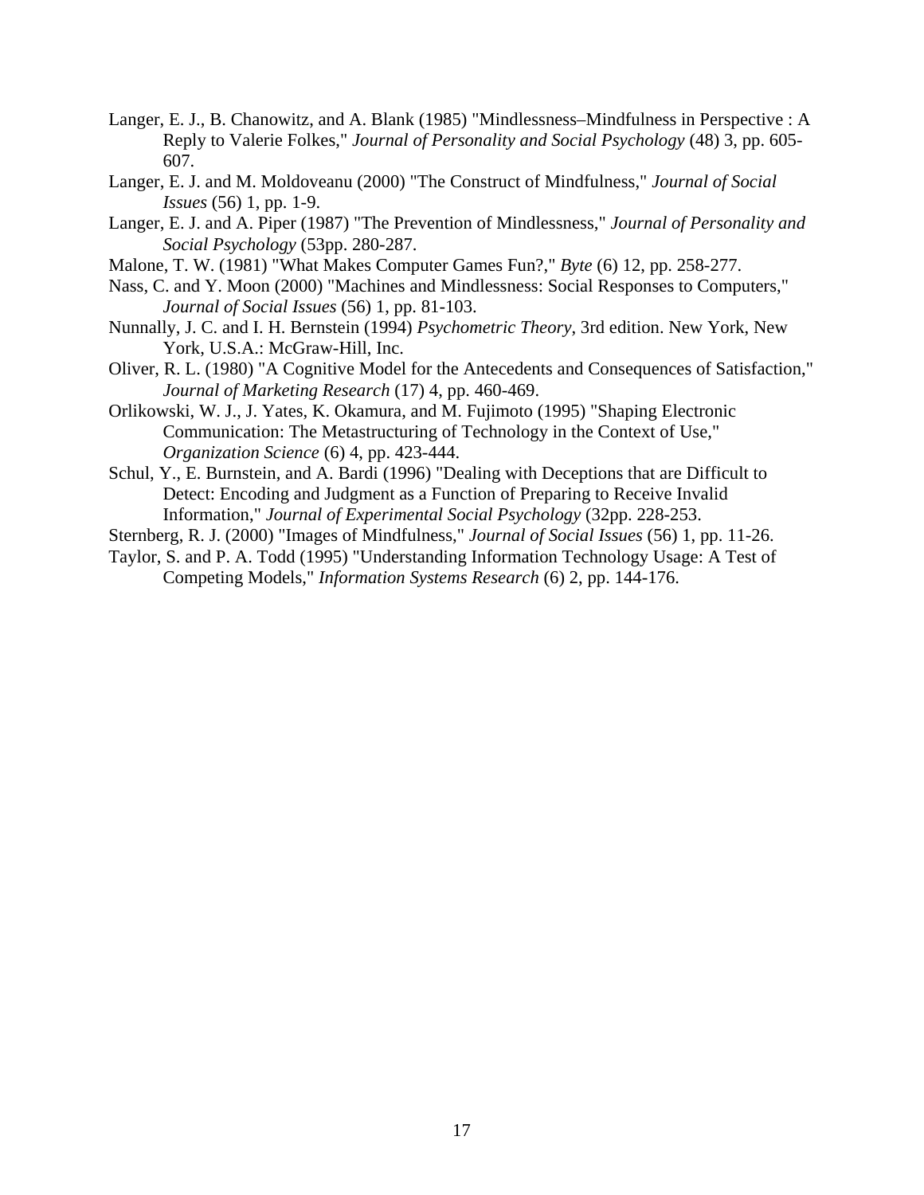Langer, E. J., B. Chanowitz, and A. Blank (1985) "Mindlessness–Mindfulness in Perspective : A Reply to Valerie Folkes," *Journal of Personality and Social Psychology* (48) 3, pp. 605-607.

Langer, E. J. and M. Moldoveanu (2000) "The Construct of Mindfulness," *Journal of Social Issues* (56) 1, pp. 1-9.

Langer, E. J. and A. Piper (1987) "The Prevention of Mindlessness," *Journal of Personality and Social Psychology* (53pp. 280-287.

Malone, T. W. (1981) "What Makes Computer Games Fun?," *Byte* (6) 12, pp. 258-277.

Nass, C. and Y. Moon (2000) "Machines and Mindlessness: Social Responses to Computers," *Journal of Social Issues* (56) 1, pp. 81-103.

Nunnally, J. C. and I. H. Bernstein (1994) *Psychometric Theory*, 3rd edition. New York, New York, U.S.A.: McGraw-Hill, Inc.

Oliver, R. L. (1980) "A Cognitive Model for the Antecedents and Consequences of Satisfaction," *Journal of Marketing Research* (17) 4, pp. 460-469.

Orlikowski, W. J., J. Yates, K. Okamura, and M. Fujimoto (1995) "Shaping Electronic Communication: The Metastructuring of Technology in the Context of Use," *Organization Science* (6) 4, pp. 423-444.

Schul, Y., E. Burnstein, and A. Bardi (1996) "Dealing with Deceptions that are Difficult to Detect: Encoding and Judgment as a Function of Preparing to Receive Invalid Information," *Journal of Experimental Social Psychology* (32pp. 228-253.

Sternberg, R. J. (2000) "Images of Mindfulness," *Journal of Social Issues* (56) 1, pp. 11-26.

Taylor, S. and P. A. Todd (1995) "Understanding Information Technology Usage: A Test of Competing Models," *Information Systems Research* (6) 2, pp. 144-176.